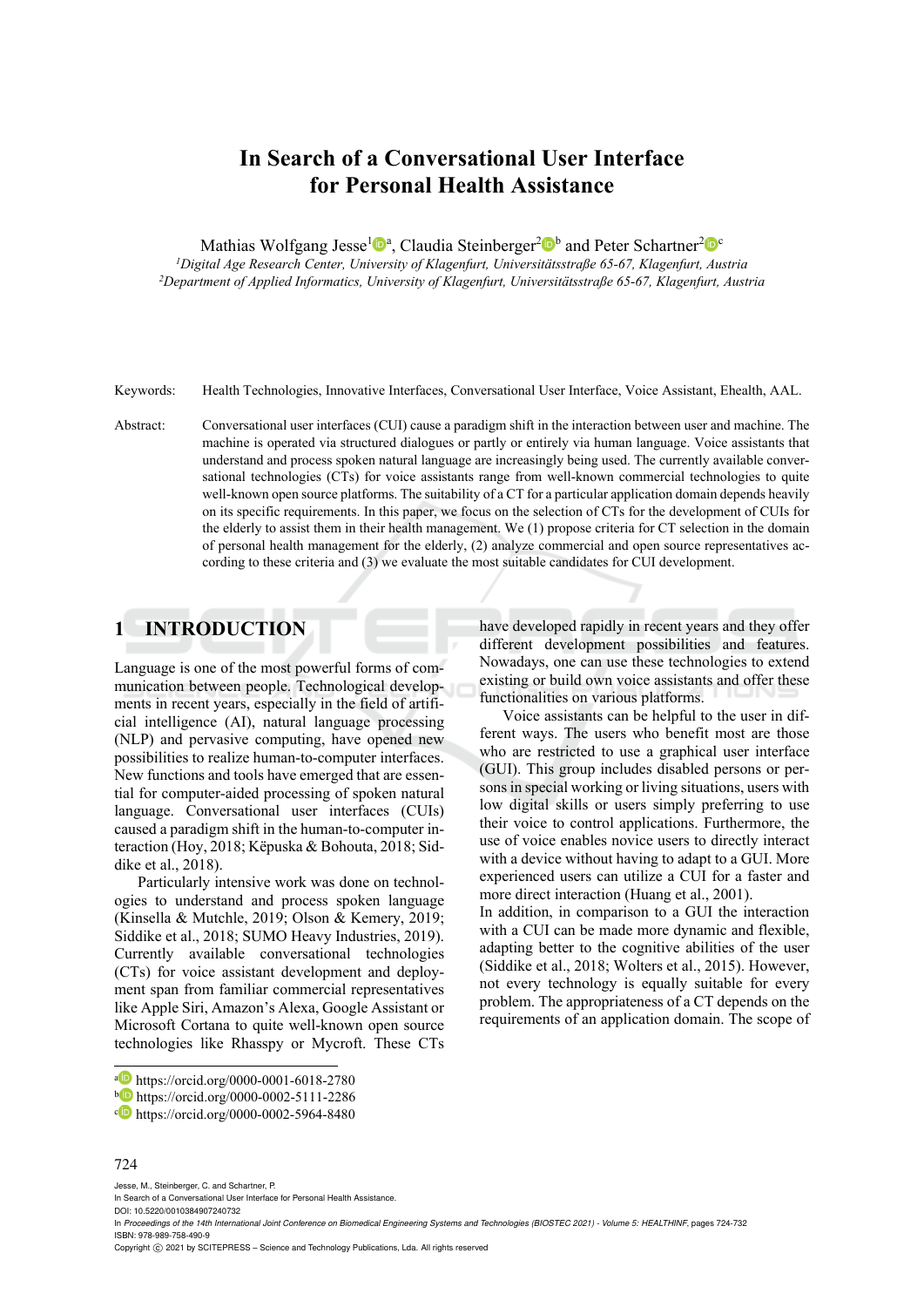# In Search of a Conversational User Interface for Personal Health Assistance

Mathias Wolfgang Jesse[1][a], Claudia Steinberger[2][b] and Peter Schartner[2][c]

[1]*Digital Age Research Center, University of Klagenfurt, Universitätsstraße 65-67, Klagenfurt, Austria*
[2]*Department of Applied Informatics, University of Klagenfurt, Universitätsstraße 65-67, Klagenfurt, Austria*

Keywords: Health Technologies, Innovative Interfaces, Conversational User Interface, Voice Assistant, Ehealth, AAL.

Abstract: Conversational user interfaces (CUI) cause a paradigm shift in the interaction between user and machine. The machine is operated via structured dialogues or partly or entirely via human language. Voice assistants that understand and process spoken natural language are increasingly being used. The currently available conversational technologies (CTs) for voice assistants range from well-known commercial technologies to quite well-known open source platforms. The suitability of a CT for a particular application domain depends heavily on its specific requirements. In this paper, we focus on the selection of CTs for the development of CUIs for the elderly to assist them in their health management. We (1) propose criteria for CT selection in the domain of personal health management for the elderly, (2) analyze commercial and open source representatives according to these criteria and (3) we evaluate the most suitable candidates for CUI development.

## 1 INTRODUCTION

Language is one of the most powerful forms of communication between people. Technological developments in recent years, especially in the field of artificial intelligence (AI), natural language processing (NLP) and pervasive computing, have opened new possibilities to realize human-to-computer interfaces. New functions and tools have emerged that are essential for computer-aided processing of spoken natural language. Conversational user interfaces (CUIs) caused a paradigm shift in the human-to-computer interaction (Hoy, 2018; Këpuska & Bohouta, 2018; Siddike et al., 2018).

Particularly intensive work was done on technologies to understand and process spoken language (Kinsella & Mutchle, 2019; Olson & Kemery, 2019; Siddike et al., 2018; SUMO Heavy Industries, 2019). Currently available conversational technologies (CTs) for voice assistant development and deployment span from familiar commercial representatives like Apple Siri, Amazon's Alexa, Google Assistant or Microsoft Cortana to quite well-known open source technologies like Rhasspy or Mycroft. These CTs have developed rapidly in recent years and they offer different development possibilities and features. Nowadays, one can use these technologies to extend existing or build own voice assistants and offer these functionalities on various platforms.

Voice assistants can be helpful to the user in different ways. The users who benefit most are those who are restricted to use a graphical user interface (GUI). This group includes disabled persons or persons in special working or living situations, users with low digital skills or users simply preferring to use their voice to control applications. Furthermore, the use of voice enables novice users to directly interact with a device without having to adapt to a GUI. More experienced users can utilize a CUI for a faster and more direct interaction (Huang et al., 2001).

In addition, in comparison to a GUI the interaction with a CUI can be made more dynamic and flexible, adapting better to the cognitive abilities of the user (Siddike et al., 2018; Wolters et al., 2015). However, not every technology is equally suitable for every problem. The appropriateness of a CT depends on the requirements of an application domain. The scope of

[a] https://orcid.org/0000-0001-6018-2780
[b] https://orcid.org/0000-0002-5111-2286
[c] https://orcid.org/0000-0002-5964-8480

Jesse, M., Steinberger, C. and Schartner, P.
In Search of a Conversational User Interface for Personal Health Assistance.
DOI: 10.5220/0010384907240732
In *Proceedings of the 14th International Joint Conference on Biomedical Engineering Systems and Technologies (BIOSTEC 2021) - Volume 5: HEALTHINF*, pages 724-732
ISBN: 978-989-758-490-9
Copyright © 2021 by SCITEPRESS – Science and Technology Publications, Lda. All rights reserved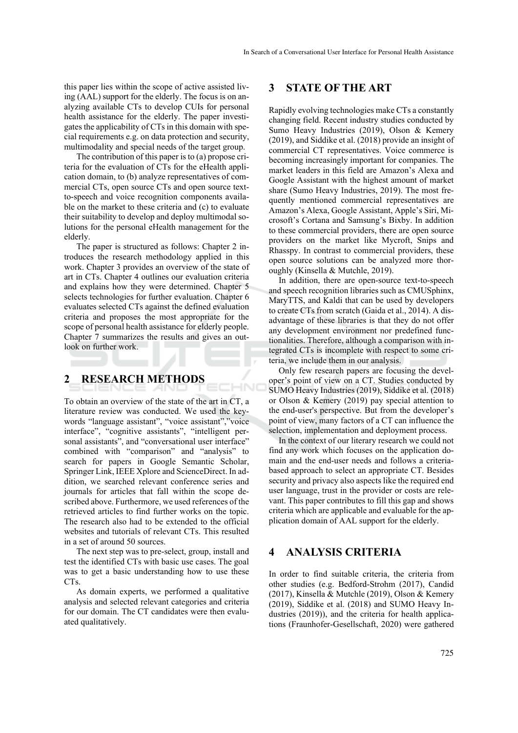this paper lies within the scope of active assisted living (AAL) support for the elderly. The focus is on analyzing available CTs to develop CUIs for personal health assistance for the elderly. The paper investigates the applicability of CTs in this domain with special requirements e.g. on data protection and security, multimodality and special needs of the target group.

The contribution of this paper is to (a) propose criteria for the evaluation of CTs for the eHealth application domain, to (b) analyze representatives of commercial CTs, open source CTs and open source text-to-speech and voice recognition components available on the market to these criteria and (c) to evaluate their suitability to develop and deploy multimodal solutions for the personal eHealth management for the elderly.

The paper is structured as follows: Chapter 2 introduces the research methodology applied in this work. Chapter 3 provides an overview of the state of art in CTs. Chapter 4 outlines our evaluation criteria and explains how they were determined. Chapter 5 selects technologies for further evaluation. Chapter 6 evaluates selected CTs against the defined evaluation criteria and proposes the most appropriate for the scope of personal health assistance for elderly people. Chapter 7 summarizes the results and gives an outlook on further work.

## 2 RESEARCH METHODS

To obtain an overview of the state of the art in CT, a literature review was conducted. We used the keywords "language assistant", "voice assistant","voice interface", "cognitive assistants", "intelligent personal assistants", and "conversational user interface" combined with "comparison" and "analysis" to search for papers in Google Semantic Scholar, Springer Link, IEEE Xplore and ScienceDirect. In addition, we searched relevant conference series and journals for articles that fall within the scope described above. Furthermore, we used references of the retrieved articles to find further works on the topic. The research also had to be extended to the official websites and tutorials of relevant CTs. This resulted in a set of around 50 sources.

The next step was to pre-select, group, install and test the identified CTs with basic use cases. The goal was to get a basic understanding how to use these CTs.

As domain experts, we performed a qualitative analysis and selected relevant categories and criteria for our domain. The CT candidates were then evaluated qualitatively.

## 3 STATE OF THE ART

Rapidly evolving technologies make CTs a constantly changing field. Recent industry studies conducted by Sumo Heavy Industries (2019), Olson & Kemery (2019), and Siddike et al. (2018) provide an insight of commercial CT representatives. Voice commerce is becoming increasingly important for companies. The market leaders in this field are Amazon's Alexa and Google Assistant with the highest amount of market share (Sumo Heavy Industries, 2019). The most frequently mentioned commercial representatives are Amazon's Alexa, Google Assistant, Apple's Siri, Microsoft's Cortana and Samsung's Bixby. In addition to these commercial providers, there are open source providers on the market like Mycroft, Snips and Rhasspy. In contrast to commercial providers, these open source solutions can be analyzed more thoroughly (Kinsella & Mutchle, 2019).

In addition, there are open-source text-to-speech and speech recognition libraries such as CMUSphinx, MaryTTS, and Kaldi that can be used by developers to create CTs from scratch (Gaida et al., 2014). A disadvantage of these libraries is that they do not offer any development environment nor predefined functionalities. Therefore, although a comparison with integrated CTs is incomplete with respect to some criteria, we include them in our analysis.

Only few research papers are focusing the developer's point of view on a CT. Studies conducted by SUMO Heavy Industries (2019), Siddike et al. (2018) or Olson & Kemery (2019) pay special attention to the end-user's perspective. But from the developer's point of view, many factors of a CT can influence the selection, implementation and deployment process.

In the context of our literary research we could not find any work which focuses on the application domain and the end-user needs and follows a criteria-based approach to select an appropriate CT. Besides security and privacy also aspects like the required end user language, trust in the provider or costs are relevant. This paper contributes to fill this gap and shows criteria which are applicable and evaluable for the application domain of AAL support for the elderly.

## 4 ANALYSIS CRITERIA

In order to find suitable criteria, the criteria from other studies (e.g. Bedford-Strohm (2017), Candid (2017), Kinsella & Mutchle (2019), Olson & Kemery (2019), Siddike et al. (2018) and SUMO Heavy Industries (2019)), and the criteria for health applications (Fraunhofer-Gesellschaft, 2020) were gathered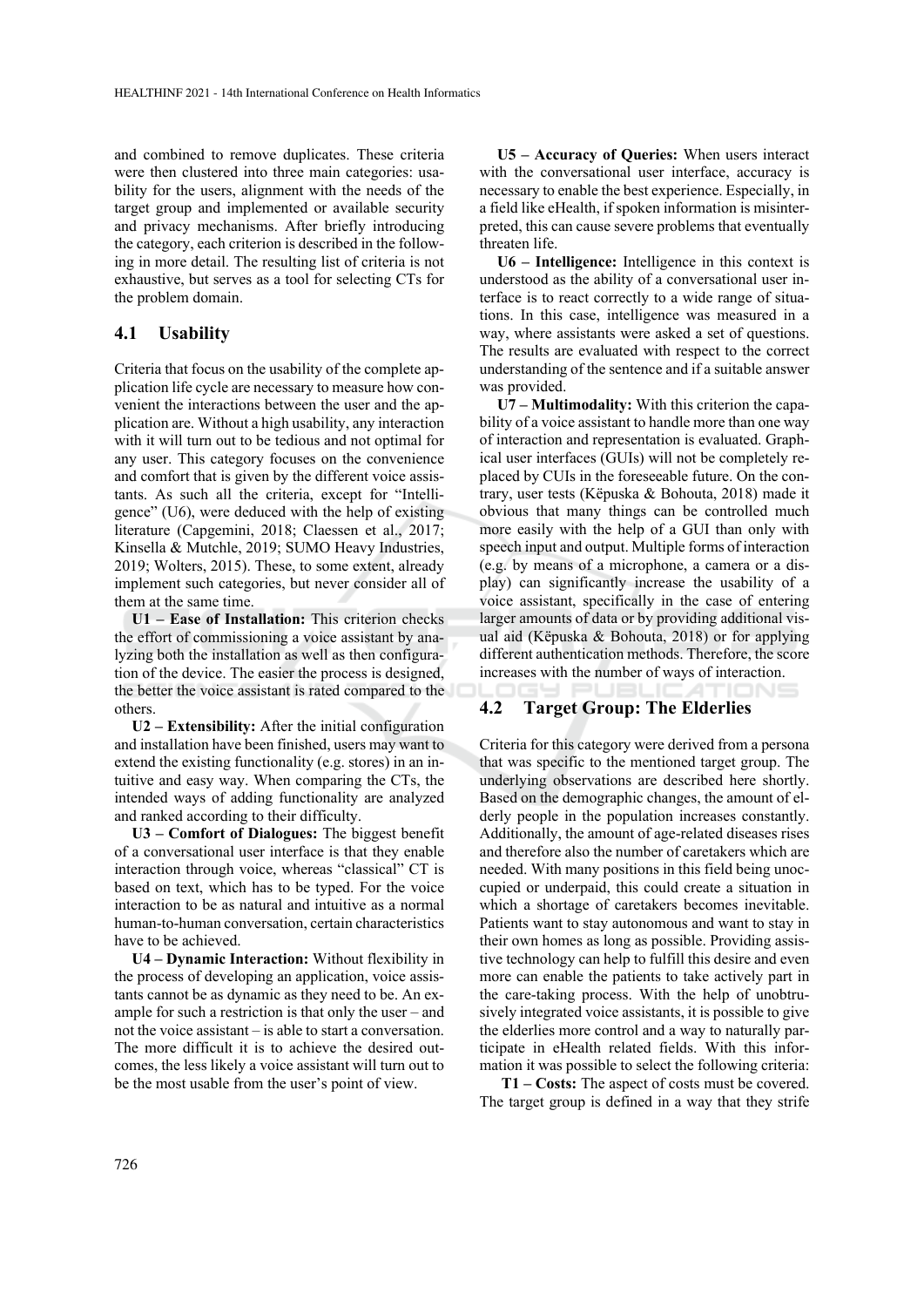and combined to remove duplicates. These criteria were then clustered into three main categories: usability for the users, alignment with the needs of the target group and implemented or available security and privacy mechanisms. After briefly introducing the category, each criterion is described in the following in more detail. The resulting list of criteria is not exhaustive, but serves as a tool for selecting CTs for the problem domain.

## 4.1 Usability

Criteria that focus on the usability of the complete application life cycle are necessary to measure how convenient the interactions between the user and the application are. Without a high usability, any interaction with it will turn out to be tedious and not optimal for any user. This category focuses on the convenience and comfort that is given by the different voice assistants. As such all the criteria, except for "Intelligence" (U6), were deduced with the help of existing literature (Capgemini, 2018; Claessen et al., 2017; Kinsella & Mutchle, 2019; SUMO Heavy Industries, 2019; Wolters, 2015). These, to some extent, already implement such categories, but never consider all of them at the same time.

**U1 – Ease of Installation:** This criterion checks the effort of commissioning a voice assistant by analyzing both the installation as well as then configuration of the device. The easier the process is designed, the better the voice assistant is rated compared to the others.

**U2 – Extensibility:** After the initial configuration and installation have been finished, users may want to extend the existing functionality (e.g. stores) in an intuitive and easy way. When comparing the CTs, the intended ways of adding functionality are analyzed and ranked according to their difficulty.

**U3 – Comfort of Dialogues:** The biggest benefit of a conversational user interface is that they enable interaction through voice, whereas "classical" CT is based on text, which has to be typed. For the voice interaction to be as natural and intuitive as a normal human-to-human conversation, certain characteristics have to be achieved.

**U4 – Dynamic Interaction:** Without flexibility in the process of developing an application, voice assistants cannot be as dynamic as they need to be. An example for such a restriction is that only the user – and not the voice assistant – is able to start a conversation. The more difficult it is to achieve the desired outcomes, the less likely a voice assistant will turn out to be the most usable from the user's point of view.

**U5 – Accuracy of Queries:** When users interact with the conversational user interface, accuracy is necessary to enable the best experience. Especially, in a field like eHealth, if spoken information is misinterpreted, this can cause severe problems that eventually threaten life.

**U6 – Intelligence:** Intelligence in this context is understood as the ability of a conversational user interface is to react correctly to a wide range of situations. In this case, intelligence was measured in a way, where assistants were asked a set of questions. The results are evaluated with respect to the correct understanding of the sentence and if a suitable answer was provided.

**U7 – Multimodality:** With this criterion the capability of a voice assistant to handle more than one way of interaction and representation is evaluated. Graphical user interfaces (GUIs) will not be completely replaced by CUIs in the foreseeable future. On the contrary, user tests (Këpuska & Bohouta, 2018) made it obvious that many things can be controlled much more easily with the help of a GUI than only with speech input and output. Multiple forms of interaction (e.g. by means of a microphone, a camera or a display) can significantly increase the usability of a voice assistant, specifically in the case of entering larger amounts of data or by providing additional visual aid (Këpuska & Bohouta, 2018) or for applying different authentication methods. Therefore, the score increases with the number of ways of interaction.

## 4.2 Target Group: The Elderlies

Criteria for this category were derived from a persona that was specific to the mentioned target group. The underlying observations are described here shortly. Based on the demographic changes, the amount of elderly people in the population increases constantly. Additionally, the amount of age-related diseases rises and therefore also the number of caretakers which are needed. With many positions in this field being unoccupied or underpaid, this could create a situation in which a shortage of caretakers becomes inevitable. Patients want to stay autonomous and want to stay in their own homes as long as possible. Providing assistive technology can help to fulfill this desire and even more can enable the patients to take actively part in the care-taking process. With the help of unobtrusively integrated voice assistants, it is possible to give the elderlies more control and a way to naturally participate in eHealth related fields. With this information it was possible to select the following criteria:

**T1 – Costs:** The aspect of costs must be covered. The target group is defined in a way that they strife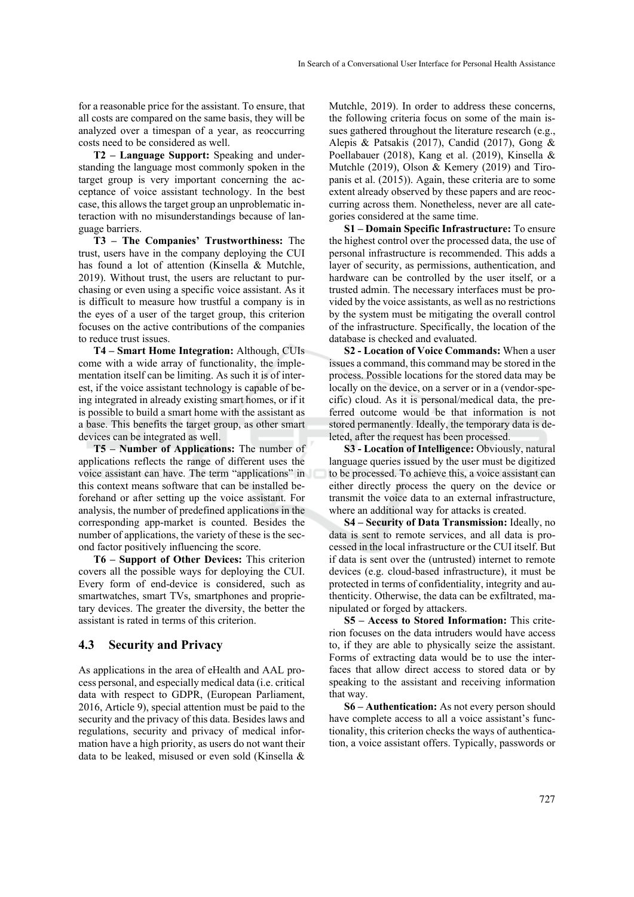for a reasonable price for the assistant. To ensure, that all costs are compared on the same basis, they will be analyzed over a timespan of a year, as reoccurring costs need to be considered as well.

**T2 – Language Support:** Speaking and understanding the language most commonly spoken in the target group is very important concerning the acceptance of voice assistant technology. In the best case, this allows the target group an unproblematic interaction with no misunderstandings because of language barriers.

**T3 – The Companies' Trustworthiness:** The trust, users have in the company deploying the CUI has found a lot of attention (Kinsella & Mutchle, 2019). Without trust, the users are reluctant to purchasing or even using a specific voice assistant. As it is difficult to measure how trustful a company is in the eyes of a user of the target group, this criterion focuses on the active contributions of the companies to reduce trust issues.

**T4 – Smart Home Integration:** Although, CUIs come with a wide array of functionality, the implementation itself can be limiting. As such it is of interest, if the voice assistant technology is capable of being integrated in already existing smart homes, or if it is possible to build a smart home with the assistant as a base. This benefits the target group, as other smart devices can be integrated as well.

**T5 – Number of Applications:** The number of applications reflects the range of different uses the voice assistant can have. The term "applications" in this context means software that can be installed beforehand or after setting up the voice assistant. For analysis, the number of predefined applications in the corresponding app-market is counted. Besides the number of applications, the variety of these is the second factor positively influencing the score.

**T6 – Support of Other Devices:** This criterion covers all the possible ways for deploying the CUI. Every form of end-device is considered, such as smartwatches, smart TVs, smartphones and proprietary devices. The greater the diversity, the better the assistant is rated in terms of this criterion.

### 4.3 Security and Privacy

As applications in the area of eHealth and AAL process personal, and especially medical data (i.e. critical data with respect to GDPR, (European Parliament, 2016, Article 9), special attention must be paid to the security and the privacy of this data. Besides laws and regulations, security and privacy of medical information have a high priority, as users do not want their data to be leaked, misused or even sold (Kinsella & Mutchle, 2019). In order to address these concerns, the following criteria focus on some of the main issues gathered throughout the literature research (e.g., Alepis & Patsakis (2017), Candid (2017), Gong & Poellabauer (2018), Kang et al. (2019), Kinsella & Mutchle (2019), Olson & Kemery (2019) and Tiropanis et al. (2015)). Again, these criteria are to some extent already observed by these papers and are reoccurring across them. Nonetheless, never are all categories considered at the same time.

**S1 – Domain Specific Infrastructure:** To ensure the highest control over the processed data, the use of personal infrastructure is recommended. This adds a layer of security, as permissions, authentication, and hardware can be controlled by the user itself, or a trusted admin. The necessary interfaces must be provided by the voice assistants, as well as no restrictions by the system must be mitigating the overall control of the infrastructure. Specifically, the location of the database is checked and evaluated.

**S2 - Location of Voice Commands:** When a user issues a command, this command may be stored in the process. Possible locations for the stored data may be locally on the device, on a server or in a (vendor-specific) cloud. As it is personal/medical data, the preferred outcome would be that information is not stored permanently. Ideally, the temporary data is deleted, after the request has been processed.

**S3 - Location of Intelligence:** Obviously, natural language queries issued by the user must be digitized to be processed. To achieve this, a voice assistant can either directly process the query on the device or transmit the voice data to an external infrastructure, where an additional way for attacks is created.

**S4 – Security of Data Transmission:** Ideally, no data is sent to remote services, and all data is processed in the local infrastructure or the CUI itself. But if data is sent over the (untrusted) internet to remote devices (e.g. cloud-based infrastructure), it must be protected in terms of confidentiality, integrity and authenticity. Otherwise, the data can be exfiltrated, manipulated or forged by attackers.

**S5 – Access to Stored Information:** This criterion focuses on the data intruders would have access to, if they are able to physically seize the assistant. Forms of extracting data would be to use the interfaces that allow direct access to stored data or by speaking to the assistant and receiving information that way.

**S6 – Authentication:** As not every person should have complete access to all a voice assistant's functionality, this criterion checks the ways of authentication, a voice assistant offers. Typically, passwords or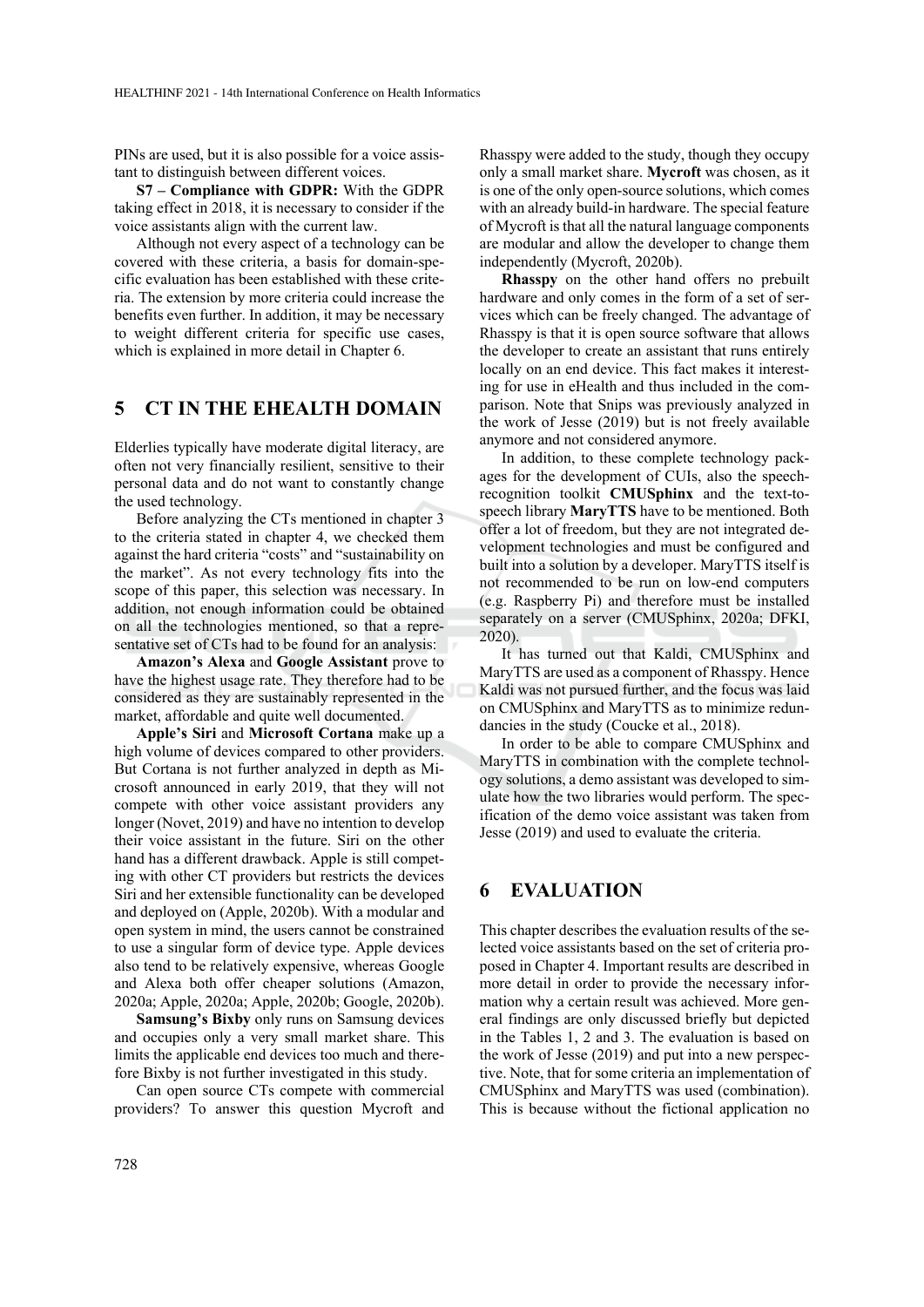PINs are used, but it is also possible for a voice assistant to distinguish between different voices.

**S7 – Compliance with GDPR:** With the GDPR taking effect in 2018, it is necessary to consider if the voice assistants align with the current law.

Although not every aspect of a technology can be covered with these criteria, a basis for domain-specific evaluation has been established with these criteria. The extension by more criteria could increase the benefits even further. In addition, it may be necessary to weight different criteria for specific use cases, which is explained in more detail in Chapter 6.

## 5 CT IN THE EHEALTH DOMAIN

Elderlies typically have moderate digital literacy, are often not very financially resilient, sensitive to their personal data and do not want to constantly change the used technology.

Before analyzing the CTs mentioned in chapter 3 to the criteria stated in chapter 4, we checked them against the hard criteria "costs" and "sustainability on the market". As not every technology fits into the scope of this paper, this selection was necessary. In addition, not enough information could be obtained on all the technologies mentioned, so that a representative set of CTs had to be found for an analysis:

**Amazon's Alexa** and **Google Assistant** prove to have the highest usage rate. They therefore had to be considered as they are sustainably represented in the market, affordable and quite well documented.

**Apple's Siri** and **Microsoft Cortana** make up a high volume of devices compared to other providers. But Cortana is not further analyzed in depth as Microsoft announced in early 2019, that they will not compete with other voice assistant providers any longer (Novet, 2019) and have no intention to develop their voice assistant in the future. Siri on the other hand has a different drawback. Apple is still competing with other CT providers but restricts the devices Siri and her extensible functionality can be developed and deployed on (Apple, 2020b). With a modular and open system in mind, the users cannot be constrained to use a singular form of device type. Apple devices also tend to be relatively expensive, whereas Google and Alexa both offer cheaper solutions (Amazon, 2020a; Apple, 2020a; Apple, 2020b; Google, 2020b).

**Samsung's Bixby** only runs on Samsung devices and occupies only a very small market share. This limits the applicable end devices too much and therefore Bixby is not further investigated in this study.

Can open source CTs compete with commercial providers? To answer this question Mycroft and Rhasspy were added to the study, though they occupy only a small market share. **Mycroft** was chosen, as it is one of the only open-source solutions, which comes with an already build-in hardware. The special feature of Mycroft is that all the natural language components are modular and allow the developer to change them independently (Mycroft, 2020b).

**Rhasspy** on the other hand offers no prebuilt hardware and only comes in the form of a set of services which can be freely changed. The advantage of Rhasspy is that it is open source software that allows the developer to create an assistant that runs entirely locally on an end device. This fact makes it interesting for use in eHealth and thus included in the comparison. Note that Snips was previously analyzed in the work of Jesse (2019) but is not freely available anymore and not considered anymore.

In addition, to these complete technology packages for the development of CUIs, also the speech-recognition toolkit **CMUSphinx** and the text-to-speech library **MaryTTS** have to be mentioned. Both offer a lot of freedom, but they are not integrated development technologies and must be configured and built into a solution by a developer. MaryTTS itself is not recommended to be run on low-end computers (e.g. Raspberry Pi) and therefore must be installed separately on a server (CMUSphinx, 2020a; DFKI, 2020).

It has turned out that Kaldi, CMUSphinx and MaryTTS are used as a component of Rhasspy. Hence Kaldi was not pursued further, and the focus was laid on CMUSphinx and MaryTTS as to minimize redundancies in the study (Coucke et al., 2018).

In order to be able to compare CMUSphinx and MaryTTS in combination with the complete technology solutions, a demo assistant was developed to simulate how the two libraries would perform. The specification of the demo voice assistant was taken from Jesse (2019) and used to evaluate the criteria.

## 6 EVALUATION

This chapter describes the evaluation results of the selected voice assistants based on the set of criteria proposed in Chapter 4. Important results are described in more detail in order to provide the necessary information why a certain result was achieved. More general findings are only discussed briefly but depicted in the Tables 1, 2 and 3. The evaluation is based on the work of Jesse (2019) and put into a new perspective. Note, that for some criteria an implementation of CMUSphinx and MaryTTS was used (combination). This is because without the fictional application no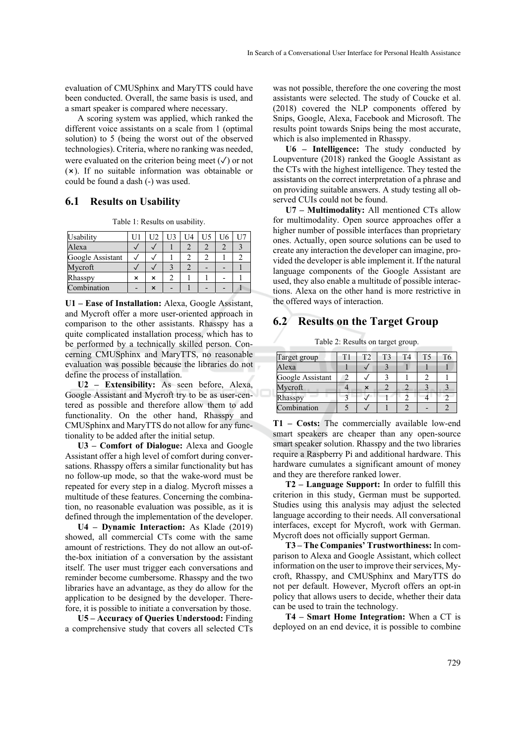evaluation of CMUSphinx and MaryTTS could have been conducted. Overall, the same basis is used, and a smart speaker is compared where necessary.

A scoring system was applied, which ranked the different voice assistants on a scale from 1 (optimal solution) to 5 (being the worst out of the observed technologies). Criteria, where no ranking was needed, were evaluated on the criterion being meet (✓) or not (×). If no suitable information was obtainable or could be found a dash (-) was used.

## 6.1 Results on Usability

Table 1: Results on usability.

| Usability | U1 | U2 | U3 | U4 | U5 | U6 | U7 |
|---|---|---|---|---|---|---|---|
| Alexa | ✓ | ✓ | 1 | 2 | 2 | 2 | 3 |
| Google Assistant | ✓ | ✓ | 1 | 2 | 2 | 1 | 2 |
| Mycroft | ✓ | ✓ | 3 | 2 | - | - | 1 |
| Rhasspy | × | × | 2 | 1 | 1 | - | 1 |
| Combination | - | × | - | 1 | - | - | 1 |

**U1 – Ease of Installation:** Alexa, Google Assistant, and Mycroft offer a more user-oriented approach in comparison to the other assistants. Rhasspy has a quite complicated installation process, which has to be performed by a technically skilled person. Concerning CMUSphinx and MaryTTS, no reasonable evaluation was possible because the libraries do not define the process of installation.

**U2 – Extensibility:** As seen before, Alexa, Google Assistant and Mycroft try to be as user-centered as possible and therefore allow them to add functionality. On the other hand, Rhasspy and CMUSphinx and MaryTTS do not allow for any functionality to be added after the initial setup.

**U3 – Comfort of Dialogue:** Alexa and Google Assistant offer a high level of comfort during conversations. Rhasspy offers a similar functionality but has no follow-up mode, so that the wake-word must be repeated for every step in a dialog. Mycroft misses a multitude of these features. Concerning the combination, no reasonable evaluation was possible, as it is defined through the implementation of the developer.

**U4 – Dynamic Interaction:** As Klade (2019) showed, all commercial CTs come with the same amount of restrictions. They do not allow an out-of-the-box initiation of a conversation by the assistant itself. The user must trigger each conversations and reminder become cumbersome. Rhasspy and the two libraries have an advantage, as they do allow for the application to be designed by the developer. Therefore, it is possible to initiate a conversation by those.

**U5 – Accuracy of Queries Understood:** Finding a comprehensive study that covers all selected CTs was not possible, therefore the one covering the most assistants were selected. The study of Coucke et al. (2018) covered the NLP components offered by Snips, Google, Alexa, Facebook and Microsoft. The results point towards Snips being the most accurate, which is also implemented in Rhasspy.

**U6 – Intelligence:** The study conducted by Loupventure (2018) ranked the Google Assistant as the CTs with the highest intelligence. They tested the assistants on the correct interpretation of a phrase and on providing suitable answers. A study testing all observed CUIs could not be found.

**U7 – Multimodality:** All mentioned CTs allow for multimodality. Open source approaches offer a higher number of possible interfaces than proprietary ones. Actually, open source solutions can be used to create any interaction the developer can imagine, provided the developer is able implement it. If the natural language components of the Google Assistant are used, they also enable a multitude of possible interactions. Alexa on the other hand is more restrictive in the offered ways of interaction.

## 6.2 Results on the Target Group

Table 2: Results on target group.

| Target group | T1 | T2 | T3 | T4 | T5 | T6 |
|---|---|---|---|---|---|---|
| Alexa | 1 | ✓ | 3 | 1 | 1 | 1 |
| Google Assistant | 2 | ✓ | 3 | 1 | 2 | 1 |
| Mycroft | 4 | × | 2 | 2 | 3 | 3 |
| Rhasspy | 3 | ✓ | 1 | 2 | 4 | 2 |
| Combination | 5 | ✓ | 1 | 2 | - | 2 |

**T1 – Costs:** The commercially available low-end smart speakers are cheaper than any open-source smart speaker solution. Rhasspy and the two libraries require a Raspberry Pi and additional hardware. This hardware cumulates a significant amount of money and they are therefore ranked lower.

**T2 – Language Support:** In order to fulfill this criterion in this study, German must be supported. Studies using this analysis may adjust the selected language according to their needs. All conversational interfaces, except for Mycroft, work with German. Mycroft does not officially support German.

**T3 – The Companies' Trustworthiness:** In comparison to Alexa and Google Assistant, which collect information on the user to improve their services, Mycroft, Rhasspy, and CMUSphinx and MaryTTS do not per default. However, Mycroft offers an opt-in policy that allows users to decide, whether their data can be used to train the technology.

**T4 – Smart Home Integration:** When a CT is deployed on an end device, it is possible to combine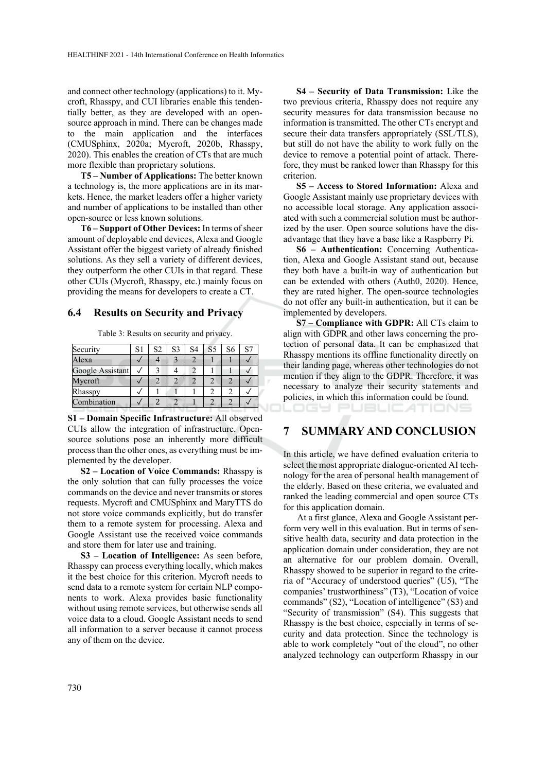and connect other technology (applications) to it. Mycroft, Rhasspy, and CUI libraries enable this tendentially better, as they are developed with an open-source approach in mind. There can be changes made to the main application and the interfaces (CMUSphinx, 2020a; Mycroft, 2020b, Rhasspy, 2020). This enables the creation of CTs that are much more flexible than proprietary solutions.

**T5 – Number of Applications:** The better known a technology is, the more applications are in its markets. Hence, the market leaders offer a higher variety and number of applications to be installed than other open-source or less known solutions.

**T6 – Support of Other Devices:** In terms of sheer amount of deployable end devices, Alexa and Google Assistant offer the biggest variety of already finished solutions. As they sell a variety of different devices, they outperform the other CUIs in that regard. These other CUIs (Mycroft, Rhasspy, etc.) mainly focus on providing the means for developers to create a CT.

### 6.4 Results on Security and Privacy

Table 3: Results on security and privacy.

| Security | S1 | S2 | S3 | S4 | S5 | S6 | S7 |
|---|---|---|---|---|---|---|---|
| Alexa | ✓ | 4 | 3 | 2 | 1 | 1 | ✓ |
| Google Assistant | ✓ | 3 | 4 | 2 | 1 | 1 | ✓ |
| Mycroft | ✓ | 2 | 2 | 2 | 2 | 2 | ✓ |
| Rhasspy | ✓ | 1 | 1 | 1 | 2 | 2 | ✓ |
| Combination | ✓ | 2 | 2 | 1 | 2 | 2 | ✓ |

**S1 – Domain Specific Infrastructure:** All observed CUIs allow the integration of infrastructure. Open-source solutions pose an inherently more difficult process than the other ones, as everything must be implemented by the developer.

**S2 – Location of Voice Commands:** Rhasspy is the only solution that can fully processes the voice commands on the device and never transmits or stores requests. Mycroft and CMUSphinx and MaryTTS do not store voice commands explicitly, but do transfer them to a remote system for processing. Alexa and Google Assistant use the received voice commands and store them for later use and training.

**S3 – Location of Intelligence:** As seen before, Rhasspy can process everything locally, which makes it the best choice for this criterion. Mycroft needs to send data to a remote system for certain NLP components to work. Alexa provides basic functionality without using remote services, but otherwise sends all voice data to a cloud. Google Assistant needs to send all information to a server because it cannot process any of them on the device.

**S4 – Security of Data Transmission:** Like the two previous criteria, Rhasspy does not require any security measures for data transmission because no information is transmitted. The other CTs encrypt and secure their data transfers appropriately (SSL/TLS), but still do not have the ability to work fully on the device to remove a potential point of attack. Therefore, they must be ranked lower than Rhasspy for this criterion.

**S5 – Access to Stored Information:** Alexa and Google Assistant mainly use proprietary devices with no accessible local storage. Any application associated with such a commercial solution must be authorized by the user. Open source solutions have the disadvantage that they have a base like a Raspberry Pi.

**S6 – Authentication:** Concerning Authentication, Alexa and Google Assistant stand out, because they both have a built-in way of authentication but can be extended with others (Auth0, 2020). Hence, they are rated higher. The open-source technologies do not offer any built-in authentication, but it can be implemented by developers.

**S7 – Compliance with GDPR:** All CTs claim to align with GDPR and other laws concerning the protection of personal data. It can be emphasized that Rhasspy mentions its offline functionality directly on their landing page, whereas other technologies do not mention if they align to the GDPR. Therefore, it was necessary to analyze their security statements and policies, in which this information could be found.

## 7 SUMMARY AND CONCLUSION

In this article, we have defined evaluation criteria to select the most appropriate dialogue-oriented AI technology for the area of personal health management of the elderly. Based on these criteria, we evaluated and ranked the leading commercial and open source CTs for this application domain.

At a first glance, Alexa and Google Assistant perform very well in this evaluation. But in terms of sensitive health data, security and data protection in the application domain under consideration, they are not an alternative for our problem domain. Overall, Rhasspy showed to be superior in regard to the criteria of "Accuracy of understood queries" (U5), "The companies' trustworthiness" (T3), "Location of voice commands" (S2), "Location of intelligence" (S3) and "Security of transmission" (S4). This suggests that Rhasspy is the best choice, especially in terms of security and data protection. Since the technology is able to work completely "out of the cloud", no other analyzed technology can outperform Rhasspy in our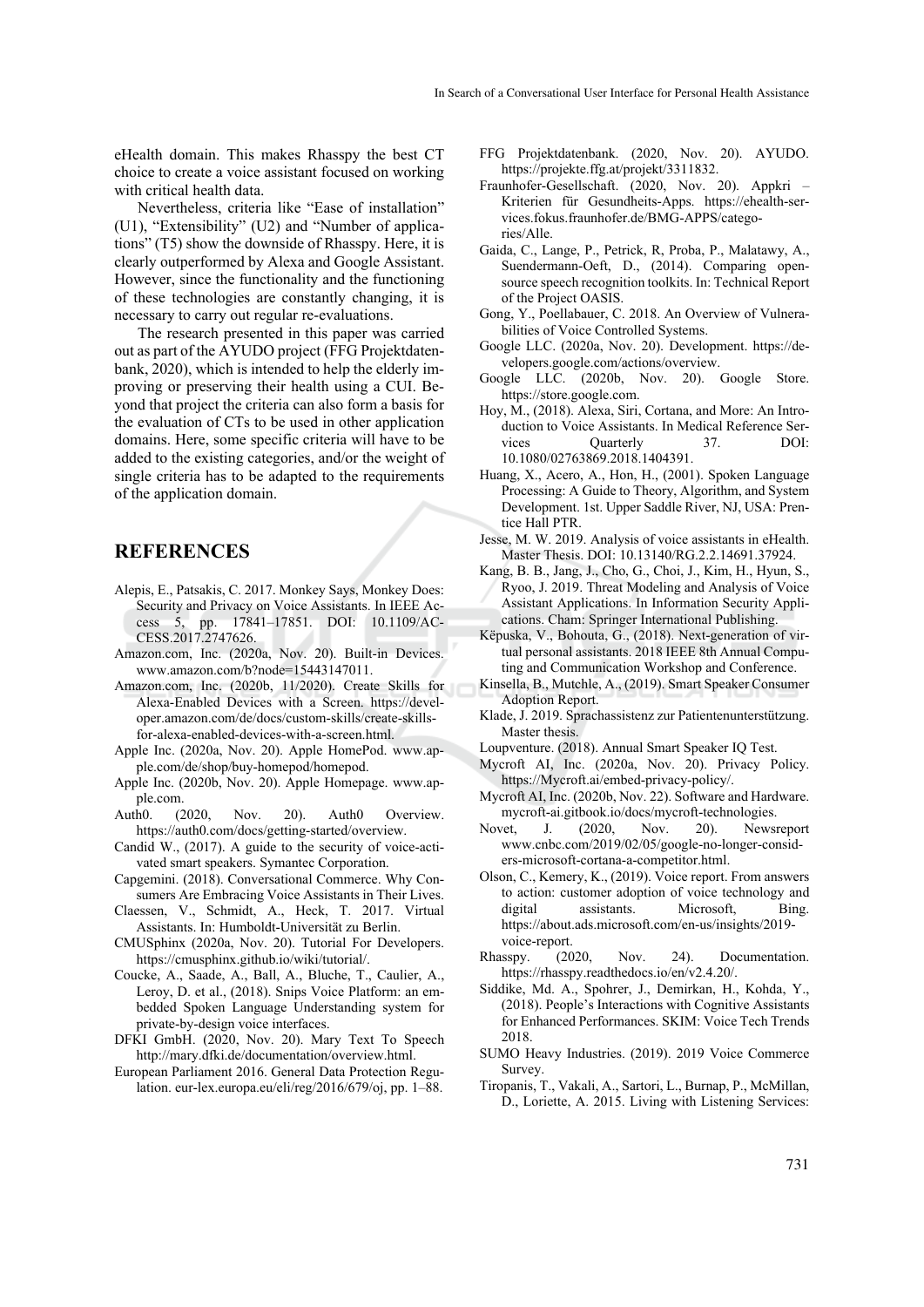eHealth domain. This makes Rhasspy the best CT choice to create a voice assistant focused on working with critical health data.

Nevertheless, criteria like "Ease of installation" (U1), "Extensibility" (U2) and "Number of applications" (T5) show the downside of Rhasspy. Here, it is clearly outperformed by Alexa and Google Assistant. However, since the functionality and the functioning of these technologies are constantly changing, it is necessary to carry out regular re-evaluations.

The research presented in this paper was carried out as part of the AYUDO project (FFG Projektdatenbank, 2020), which is intended to help the elderly improving or preserving their health using a CUI. Beyond that project the criteria can also form a basis for the evaluation of CTs to be used in other application domains. Here, some specific criteria will have to be added to the existing categories, and/or the weight of single criteria has to be adapted to the requirements of the application domain.

## REFERENCES

Alepis, E., Patsakis, C. 2017. Monkey Says, Monkey Does: Security and Privacy on Voice Assistants. In IEEE Access 5, pp. 17841–17851. DOI: 10.1109/ACCESS.2017.2747626.

Amazon.com, Inc. (2020a, Nov. 20). Built-in Devices. www.amazon.com/b?node=15443147011.

Amazon.com, Inc. (2020b, 11/2020). Create Skills for Alexa-Enabled Devices with a Screen. https://developer.amazon.com/de/docs/custom-skills/create-skills-for-alexa-enabled-devices-with-a-screen.html.

Apple Inc. (2020a, Nov. 20). Apple HomePod. www.apple.com/de/shop/buy-homepod/homepod.

Apple Inc. (2020b, Nov. 20). Apple Homepage. www.apple.com.

Auth0. (2020, Nov. 20). Auth0 Overview. https://auth0.com/docs/getting-started/overview.

Candid W., (2017). A guide to the security of voice-activated smart speakers. Symantec Corporation.

Capgemini. (2018). Conversational Commerce. Why Consumers Are Embracing Voice Assistants in Their Lives.

Claessen, V., Schmidt, A., Heck, T. 2017. Virtual Assistants. In: Humboldt-Universität zu Berlin.

CMUSphinx (2020a, Nov. 20). Tutorial For Developers. https://cmusphinx.github.io/wiki/tutorial/.

Coucke, A., Saade, A., Ball, A., Bluche, T., Caulier, A., Leroy, D. et al., (2018). Snips Voice Platform: an embedded Spoken Language Understanding system for private-by-design voice interfaces.

DFKI GmbH. (2020, Nov. 20). Mary Text To Speech http://mary.dfki.de/documentation/overview.html.

European Parliament 2016. General Data Protection Regulation. eur-lex.europa.eu/eli/reg/2016/679/oj, pp. 1–88.

FFG Projektdatenbank. (2020, Nov. 20). AYUDO. https://projekte.ffg.at/projekt/3311832.

Fraunhofer-Gesellschaft. (2020, Nov. 20). Appkri – Kriterien für Gesundheits-Apps. https://ehealth-services.fokus.fraunhofer.de/BMG-APPS/categories/Alle.

Gaida, C., Lange, P., Petrick, R, Proba, P., Malatawy, A., Suendermann-Oeft, D., (2014). Comparing open-source speech recognition toolkits. In: Technical Report of the Project OASIS.

Gong, Y., Poellabauer, C. 2018. An Overview of Vulnerabilities of Voice Controlled Systems.

Google LLC. (2020a, Nov. 20). Development. https://developers.google.com/actions/overview.

Google LLC. (2020b, Nov. 20). Google Store. https://store.google.com.

Hoy, M., (2018). Alexa, Siri, Cortana, and More: An Introduction to Voice Assistants. In Medical Reference Services Quarterly 37. DOI: 10.1080/02763869.2018.1404391.

Huang, X., Acero, A., Hon, H., (2001). Spoken Language Processing: A Guide to Theory, Algorithm, and System Development. 1st. Upper Saddle River, NJ, USA: Prentice Hall PTR.

Jesse, M. W. 2019. Analysis of voice assistants in eHealth. Master Thesis. DOI: 10.13140/RG.2.2.14691.37924.

Kang, B. B., Jang, J., Cho, G., Choi, J., Kim, H., Hyun, S., Ryoo, J. 2019. Threat Modeling and Analysis of Voice Assistant Applications. In Information Security Applications. Cham: Springer International Publishing.

Këpuska, V., Bohouta, G., (2018). Next-generation of virtual personal assistants. 2018 IEEE 8th Annual Computing and Communication Workshop and Conference.

Kinsella, B., Mutchle, A., (2019). Smart Speaker Consumer Adoption Report.

Klade, J. 2019. Sprachassistenz zur Patientenunterstützung. Master thesis.

Loupventure. (2018). Annual Smart Speaker IQ Test.

Mycroft AI, Inc. (2020a, Nov. 20). Privacy Policy. https://Mycroft.ai/embed-privacy-policy/.

Mycroft AI, Inc. (2020b, Nov. 22). Software and Hardware. mycroft-ai.gitbook.io/docs/mycroft-technologies.

Novet, J. (2020, Nov. 20). Newsreport www.cnbc.com/2019/02/05/google-no-longer-considers-microsoft-cortana-a-competitor.html.

Olson, C., Kemery, K., (2019). Voice report. From answers to action: customer adoption of voice technology and digital assistants. Microsoft, Bing. https://about.ads.microsoft.com/en-us/insights/2019-voice-report.

Rhasspy. (2020, Nov. 24). Documentation. https://rhasspy.readthedocs.io/en/v2.4.20/.

Siddike, Md. A., Spohrer, J., Demirkan, H., Kohda, Y., (2018). People's Interactions with Cognitive Assistants for Enhanced Performances. SKIM: Voice Tech Trends 2018.

SUMO Heavy Industries. (2019). 2019 Voice Commerce Survey.

Tiropanis, T., Vakali, A., Sartori, L., Burnap, P., McMillan, D., Loriette, A. 2015. Living with Listening Services: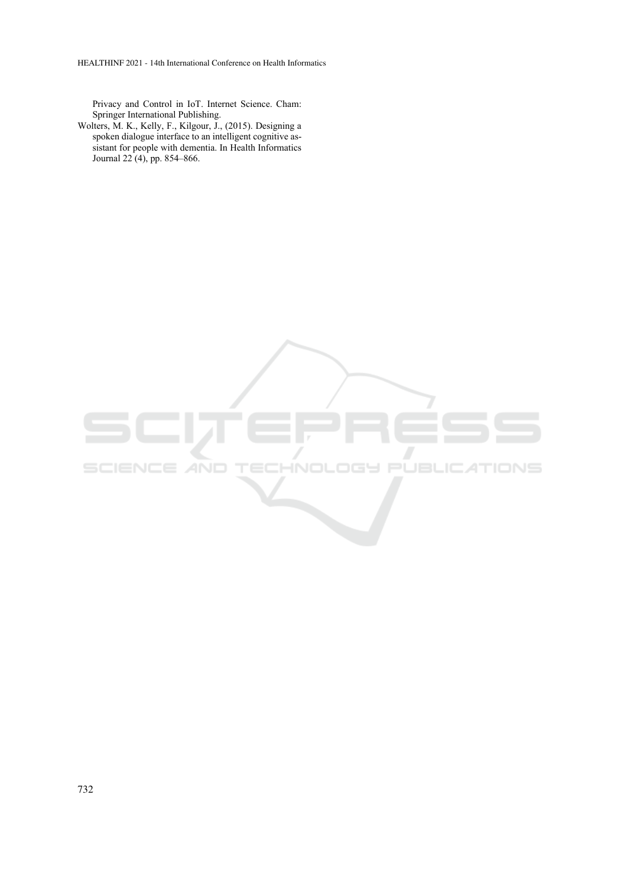Privacy and Control in IoT. Internet Science. Cham: Springer International Publishing.

Wolters, M. K., Kelly, F., Kilgour, J., (2015). Designing a spoken dialogue interface to an intelligent cognitive assistant for people with dementia. In Health Informatics Journal 22 (4), pp. 854–866.